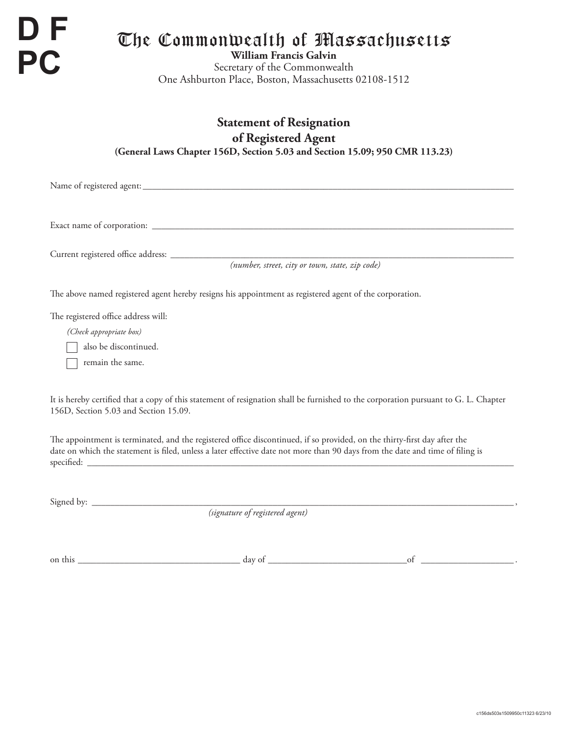D F
PC

# The Commonwealth of Massachusetts

**William Francis Galvin**
Secretary of the Commonwealth
One Ashburton Place, Boston, Massachusetts 02108-1512

## Statement of Resignation of Registered Agent

**(General Laws Chapter 156D, Section 5.03 and Section 15.09; 950 CMR 113.23)**

Name of registered agent: ______________________________________________

Exact name of corporation: ______________________________________________

Current registered office address: ______________________________________________
*(number, street, city or town, state, zip code)*

The above named registered agent hereby resigns his appointment as registered agent of the corporation.

The registered office address will:

*(Check appropriate box)*

☐ also be discontinued.

☐ remain the same.

It is hereby certified that a copy of this statement of resignation shall be furnished to the corporation pursuant to G. L. Chapter 156D, Section 5.03 and Section 15.09.

The appointment is terminated, and the registered office discontinued, if so provided, on the thirty-first day after the date on which the statement is filed, unless a later effective date not more than 90 days from the date and time of filing is specified: ______________________________________________

Signed by: ______________________________________________,
*(signature of registered agent)*

on this ____________________ day of ____________________ of ____________.

c156ds503s1509950c11323 6/23/10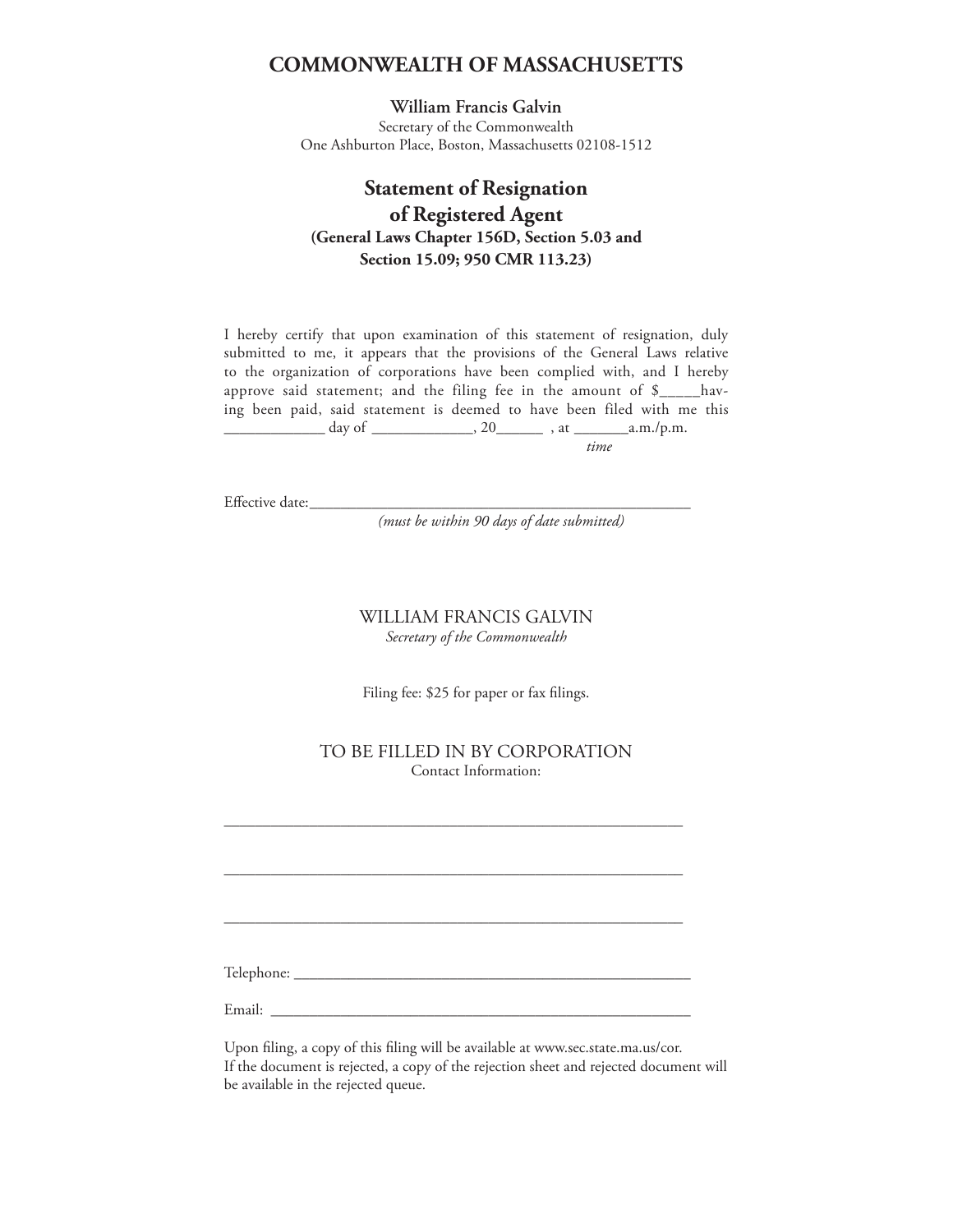# COMMONWEALTH OF MASSACHUSETTS

**William Francis Galvin**
Secretary of the Commonwealth
One Ashburton Place, Boston, Massachusetts 02108-1512

## Statement of Resignation of Registered Agent

**(General Laws Chapter 156D, Section 5.03 and Section 15.09; 950 CMR 113.23)**

I hereby certify that upon examination of this statement of resignation, duly submitted to me, it appears that the provisions of the General Laws relative to the organization of corporations have been complied with, and I hereby approve said statement; and the filing fee in the amount of $_____having been paid, said statement is deemed to have been filed with me this _____________ day of _____________, 20______ , at _______a.m./p.m.
*time*

Effective date:___________________________________________________
*(must be within 90 days of date submitted)*

WILLIAM FRANCIS GALVIN
*Secretary of the Commonwealth*

Filing fee: $25 for paper or fax filings.

TO BE FILLED IN BY CORPORATION
Contact Information:

____________________________________________________________

____________________________________________________________

____________________________________________________________

Telephone: ____________________________________________________

Email: _______________________________________________________

Upon filing, a copy of this filing will be available at www.sec.state.ma.us/cor.
If the document is rejected, a copy of the rejection sheet and rejected document will be available in the rejected queue.